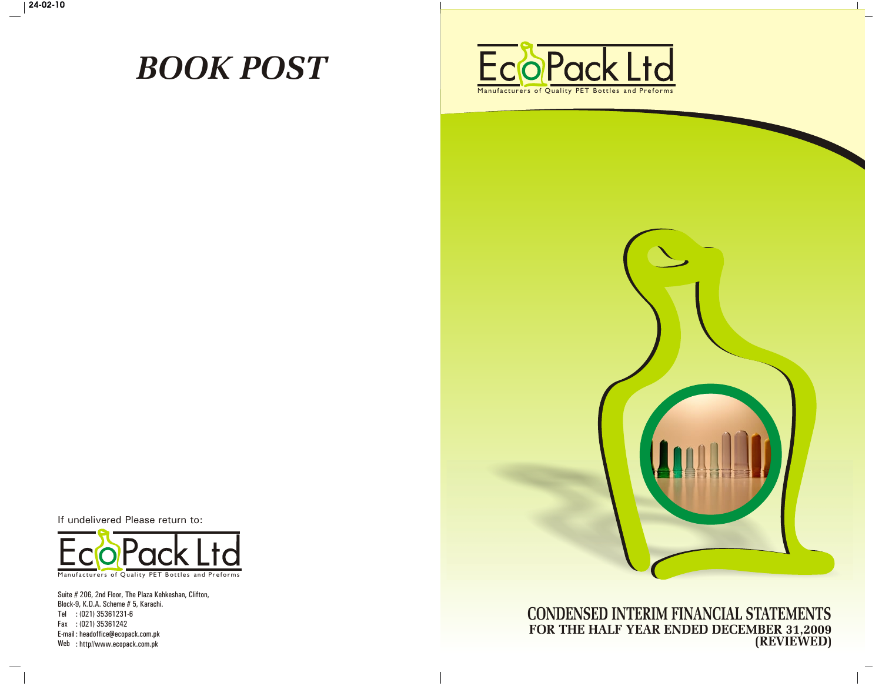# BOOK POST

If undelivered Please return to:

EcoPack Ltd

Manufacturers of Quality PET Bottles and Preforms

Suite # 206, 2nd Floor, The Plaza Kehkeshan, Clifton,
Block-9, K.D.A. Scheme # 5, Karachi.
Tel : (021) 35361231-6
Fax : (021) 35361242
E-mail : headoffice@ecopack.com.pk
Web : http//www.ecopack.com.pk

EcoPack Ltd

Manufacturers of Quality PET Bottles and Preforms

# CONDENSED INTERIM FINANCIAL STATEMENTS

## FOR THE HALF YEAR ENDED DECEMBER 31,2009 (REVIEWED)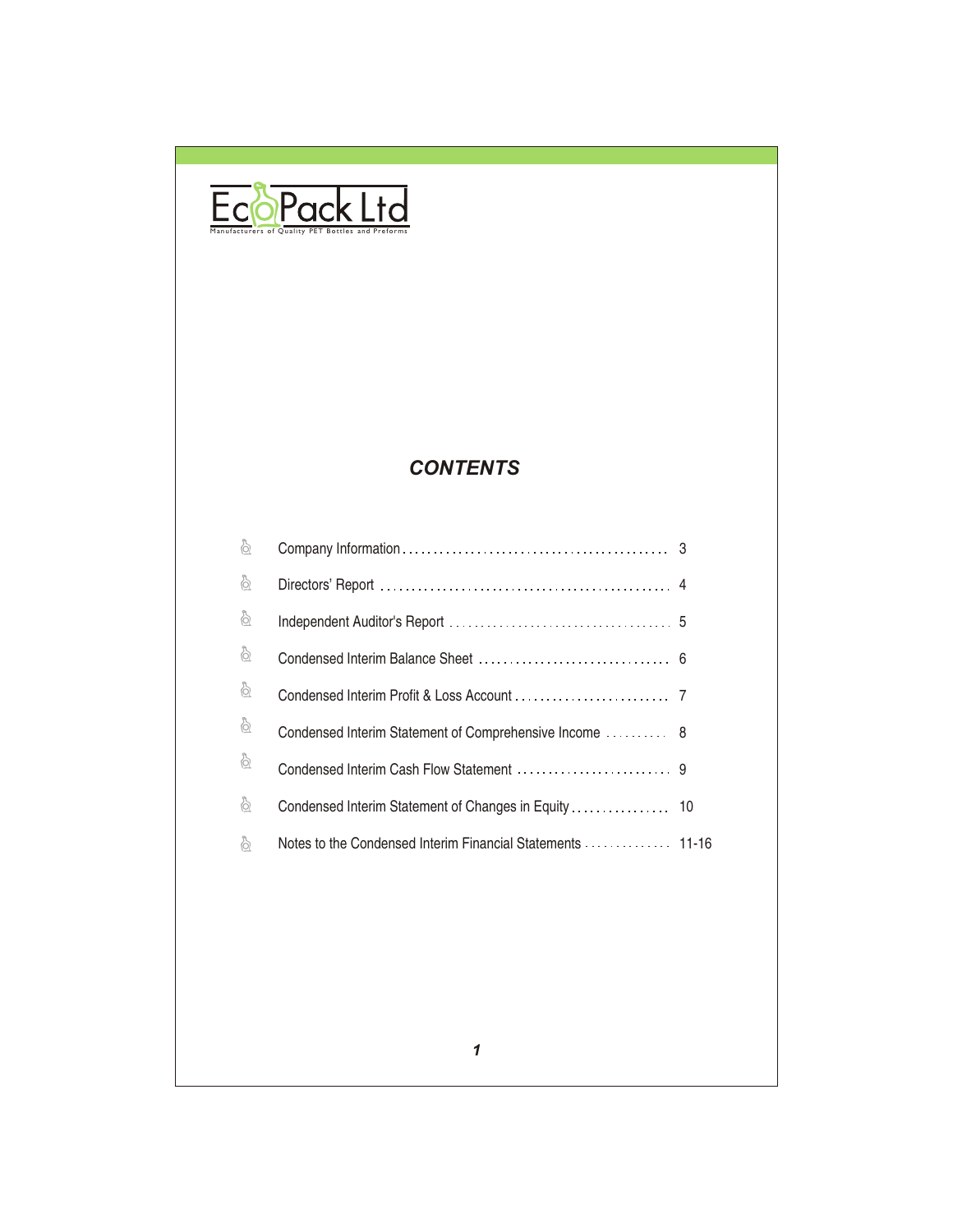EcoPack Ltd

Manufacturers of Quality PET Bottles and Preforms

## CONTENTS

| | |
|---|---|
| Company Information | 3 |
| Directors' Report | 4 |
| Independent Auditor's Report | 5 |
| Condensed Interim Balance Sheet | 6 |
| Condensed Interim Profit & Loss Account | 7 |
| Condensed Interim Statement of Comprehensive Income | 8 |
| Condensed Interim Cash Flow Statement | 9 |
| Condensed Interim Statement of Changes in Equity | 10 |
| Notes to the Condensed Interim Financial Statements | 11-16 |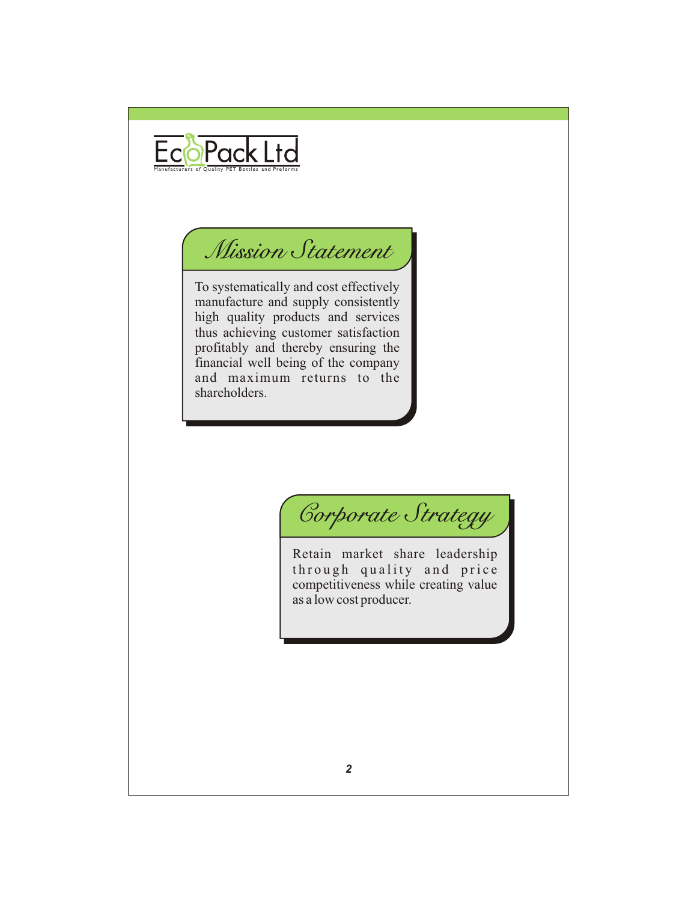EcoPack Ltd

Manufacturers of Quality PET Bottles and Preforms

## Mission Statement

To systematically and cost effectively manufacture and supply consistently high quality products and services thus achieving customer satisfaction profitably and thereby ensuring the financial well being of the company and maximum returns to the shareholders.

## Corporate Strategy

Retain market share leadership through quality and price competitiveness while creating value as a low cost producer.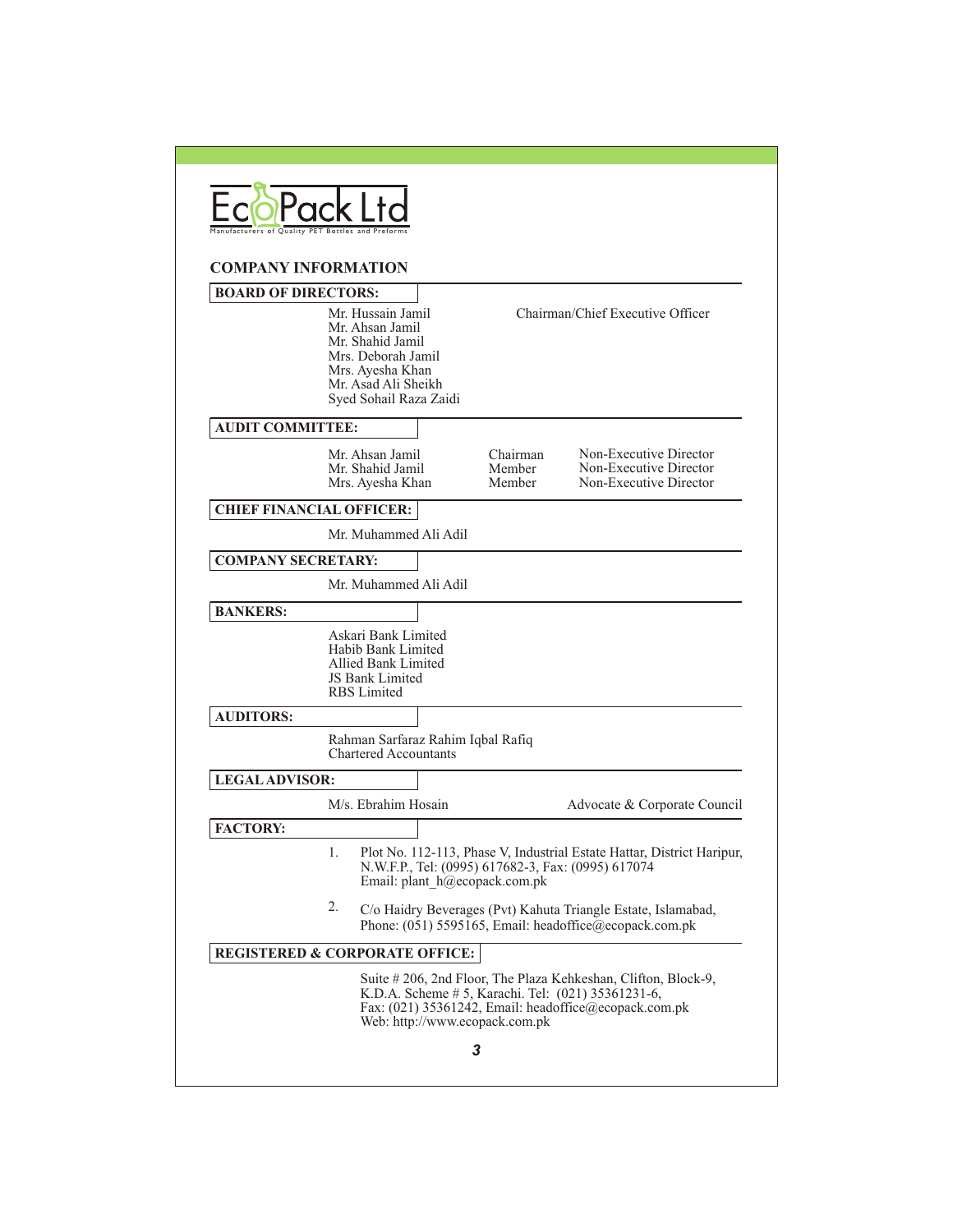EcoPack Ltd

Manufacturers of Quality PET Bottles and Preforms

## COMPANY INFORMATION

### BOARD OF DIRECTORS:

| | |
|---|---|
| Mr. Hussain Jamil | Chairman/Chief Executive Officer |
| Mr. Ahsan Jamil | |
| Mr. Shahid Jamil | |
| Mrs. Deborah Jamil | |
| Mrs. Ayesha Khan | |
| Mr. Asad Ali Sheikh | |
| Syed Sohail Raza Zaidi | |

### AUDIT COMMITTEE:

| | | |
|---|---|---|
| Mr. Ahsan Jamil | Chairman | Non-Executive Director |
| Mr. Shahid Jamil | Member | Non-Executive Director |
| Mrs. Ayesha Khan | Member | Non-Executive Director |

### CHIEF FINANCIAL OFFICER:

Mr. Muhammed Ali Adil

### COMPANY SECRETARY:

Mr. Muhammed Ali Adil

### BANKERS:

Askari Bank Limited
Habib Bank Limited
Allied Bank Limited
JS Bank Limited
RBS Limited

### AUDITORS:

Rahman Sarfaraz Rahim Iqbal Rafiq
Chartered Accountants

### LEGAL ADVISOR:

M/s. Ebrahim Hosain — Advocate & Corporate Council

### FACTORY:

1. Plot No. 112-113, Phase V, Industrial Estate Hattar, District Haripur, N.W.F.P., Tel: (0995) 617682-3, Fax: (0995) 617074
   Email: plant_h@ecopack.com.pk

2. C/o Haidry Beverages (Pvt) Kahuta Triangle Estate, Islamabad, Phone: (051) 5595165, Email: headoffice@ecopack.com.pk

### REGISTERED & CORPORATE OFFICE:

Suite # 206, 2nd Floor, The Plaza Kehkeshan, Clifton, Block-9, K.D.A. Scheme # 5, Karachi. Tel: (021) 35361231-6,
Fax: (021) 35361242, Email: headoffice@ecopack.com.pk
Web: http://www.ecopack.com.pk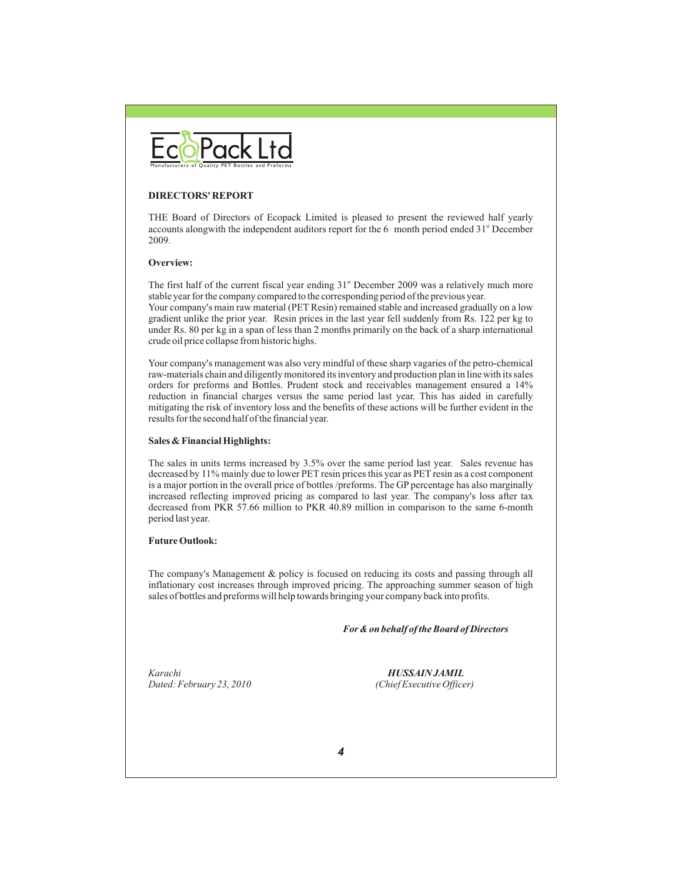EcoPack Ltd

Manufacturers of Quality PET Bottles and Preforms

## DIRECTORS' REPORT

THE Board of Directors of Ecopack Limited is pleased to present the reviewed half yearly accounts alongwith the independent auditors report for the 6 month period ended 31st December 2009.

### Overview:

The first half of the current fiscal year ending 31st December 2009 was a relatively much more stable year for the company compared to the corresponding period of the previous year.
Your company's main raw material (PET Resin) remained stable and increased gradually on a low gradient unlike the prior year. Resin prices in the last year fell suddenly from Rs. 122 per kg to under Rs. 80 per kg in a span of less than 2 months primarily on the back of a sharp international crude oil price collapse from historic highs.

Your company's management was also very mindful of these sharp vagaries of the petro-chemical raw-materials chain and diligently monitored its inventory and production plan in line with its sales orders for preforms and Bottles. Prudent stock and receivables management ensured a 14% reduction in financial charges versus the same period last year. This has aided in carefully mitigating the risk of inventory loss and the benefits of these actions will be further evident in the results for the second half of the financial year.

### Sales & Financial Highlights:

The sales in units terms increased by 3.5% over the same period last year. Sales revenue has decreased by 11% mainly due to lower PET resin prices this year as PET resin as a cost component is a major portion in the overall price of bottles /preforms. The GP percentage has also marginally increased reflecting improved pricing as compared to last year. The company's loss after tax decreased from PKR 57.66 million to PKR 40.89 million in comparison to the same 6-month period last year.

### Future Outlook:

The company's Management & policy is focused on reducing its costs and passing through all inflationary cost increases through improved pricing. The approaching summer season of high sales of bottles and preforms will help towards bringing your company back into profits.

***For & on behalf of the Board of Directors***

*Karachi*
*Dated: February 23, 2010*

***HUSSAIN JAMIL***
*(Chief Executive Officer)*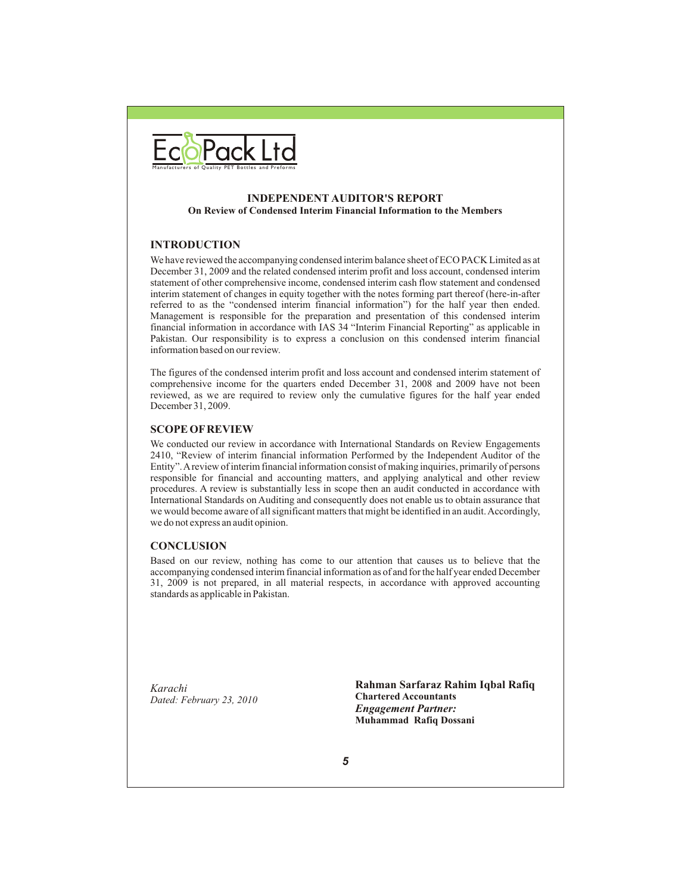EcoPack Ltd
Manufacturers of Quality PET Bottles and Preforms

# INDEPENDENT AUDITOR'S REPORT

**On Review of Condensed Interim Financial Information to the Members**

## INTRODUCTION

We have reviewed the accompanying condensed interim balance sheet of ECO PACK Limited as at December 31, 2009 and the related condensed interim profit and loss account, condensed interim statement of other comprehensive income, condensed interim cash flow statement and condensed interim statement of changes in equity together with the notes forming part thereof (here-in-after referred to as the "condensed interim financial information") for the half year then ended. Management is responsible for the preparation and presentation of this condensed interim financial information in accordance with IAS 34 "Interim Financial Reporting" as applicable in Pakistan. Our responsibility is to express a conclusion on this condensed interim financial information based on our review.

The figures of the condensed interim profit and loss account and condensed interim statement of comprehensive income for the quarters ended December 31, 2008 and 2009 have not been reviewed, as we are required to review only the cumulative figures for the half year ended December 31, 2009.

## SCOPE OF REVIEW

We conducted our review in accordance with International Standards on Review Engagements 2410, "Review of interim financial information Performed by the Independent Auditor of the Entity". A review of interim financial information consist of making inquiries, primarily of persons responsible for financial and accounting matters, and applying analytical and other review procedures. A review is substantially less in scope then an audit conducted in accordance with International Standards on Auditing and consequently does not enable us to obtain assurance that we would become aware of all significant matters that might be identified in an audit. Accordingly, we do not express an audit opinion.

## CONCLUSION

Based on our review, nothing has come to our attention that causes us to believe that the accompanying condensed interim financial information as of and for the half year ended December 31, 2009 is not prepared, in all material respects, in accordance with approved accounting standards as applicable in Pakistan.

*Karachi*
*Dated: February 23, 2010*

**Rahman Sarfaraz Rahim Iqbal Rafiq**
**Chartered Accountants**
***Engagement Partner:***
**Muhammad Rafiq Dossani**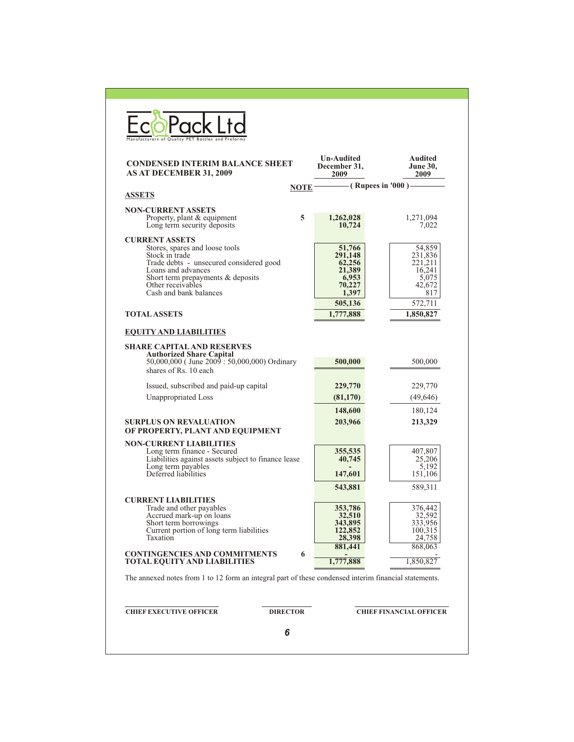**EcoPack Ltd**
Manufacturers of Quality PET Bottles and Preforms

## CONDENSED INTERIM BALANCE SHEET AS AT DECEMBER 31, 2009

| | NOTE | Un-Audited December 31, 2009 | Audited June 30, 2009 |
|---|---|---|---|
| | | (Rupees in '000) | |
| **ASSETS** | | | |
| **NON-CURRENT ASSETS** | | | |
| Property, plant & equipment | 5 | 1,262,028 | 1,271,094 |
| Long term security deposits | | 10,724 | 7,022 |
| **CURRENT ASSETS** | | | |
| Stores, spares and loose tools | | 51,766 | 54,859 |
| Stock in trade | | 291,148 | 231,836 |
| Trade debts - unsecured considered good | | 62,256 | 221,211 |
| Loans and advances | | 21,389 | 16,241 |
| Short term prepayments & deposits | | 6,953 | 5,075 |
| Other receivables | | 70,227 | 42,672 |
| Cash and bank balances | | 1,397 | 817 |
| | | 505,136 | 572,711 |
| **TOTAL ASSETS** | | 1,777,888 | 1,850,827 |
| **EQUITY AND LIABILITIES** | | | |
| **SHARE CAPITAL AND RESERVES** | | | |
| **Authorized Share Capital** | | | |
| 50,000,000 ( June 2009 : 50,000,000) Ordinary shares of Rs. 10 each | | 500,000 | 500,000 |
| Issued, subscribed and paid-up capital | | 229,770 | 229,770 |
| Unappropriated Loss | | (81,170) | (49,646) |
| | | 148,600 | 180,124 |
| **SURPLUS ON REVALUATION OF PROPERTY, PLANT AND EQUIPMENT** | | 203,966 | 213,329 |
| **NON-CURRENT LIABILITIES** | | | |
| Long term finance - Secured | | 355,535 | 407,807 |
| Liabilities against assets subject to finance lease | | 40,745 | 25,206 |
| Long term payables | | - | 5,192 |
| Deferred liabilities | | 147,601 | 151,106 |
| | | 543,881 | 589,311 |
| **CURRENT LIABILITIES** | | | |
| Trade and other payables | | 353,786 | 376,442 |
| Accrued mark-up on loans | | 32,510 | 32,592 |
| Short term borrowings | | 343,895 | 333,956 |
| Current portion of long term liabilities | | 122,852 | 100,315 |
| Taxation | | 28,398 | 24,758 |
| | | 881,441 | 868,063 |
| **CONTINGENCIES AND COMMITMENTS** | 6 | - | - |
| **TOTAL EQUITY AND LIABILITIES** | | 1,777,888 | 1,850,827 |

The annexed notes from 1 to 12 form an integral part of these condensed interim financial statements.

**CHIEF EXECUTIVE OFFICER** **DIRECTOR** **CHIEF FINANCIAL OFFICER**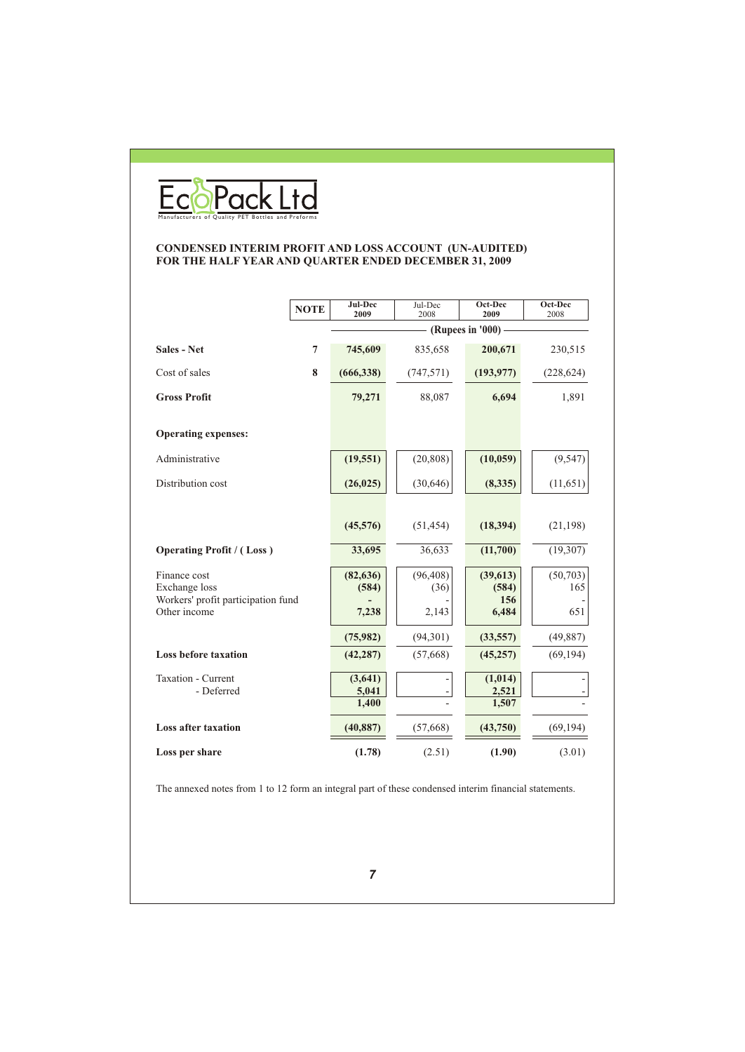Eco Pack Ltd

Manufacturers of Quality PET Bottles and Preforms

## CONDENSED INTERIM PROFIT AND LOSS ACCOUNT (UN-AUDITED)
## FOR THE HALF YEAR AND QUARTER ENDED DECEMBER 31, 2009

| | NOTE | Jul-Dec 2009 | Jul-Dec 2008 | Oct-Dec 2009 | Oct-Dec 2008 |
|---|---|---|---|---|---|
| | | (Rupees in '000) | | | |
| **Sales - Net** | 7 | **745,609** | 835,658 | **200,671** | 230,515 |
| Cost of sales | 8 | **(666,338)** | (747,571) | **(193,977)** | (228,624) |
| **Gross Profit** | | **79,271** | 88,087 | **6,694** | 1,891 |
| **Operating expenses:** | | | | | |
| Administrative | | **(19,551)** | (20,808) | **(10,059)** | (9,547) |
| Distribution cost | | **(26,025)** | (30,646) | **(8,335)** | (11,651) |
| | | **(45,576)** | (51,454) | **(18,394)** | (21,198) |
| **Operating Profit / ( Loss )** | | **33,695** | 36,633 | **(11,700)** | (19,307) |
| Finance cost | | **(82,636)** | (96,408) | **(39,613)** | (50,703) |
| Exchange loss | | **(584)** | (36) | **(584)** | 165 |
| Workers' profit participation fund | | **-** | - | **156** | - |
| Other income | | **7,238** | 2,143 | **6,484** | 651 |
| | | **(75,982)** | (94,301) | **(33,557)** | (49,887) |
| **Loss before taxation** | | **(42,287)** | (57,668) | **(45,257)** | (69,194) |
| Taxation - Current | | **(3,641)** | - | **(1,014)** | - |
| - Deferred | | **5,041** | - | **2,521** | - |
| | | **1,400** | - | **1,507** | - |
| **Loss after taxation** | | **(40,887)** | (57,668) | **(43,750)** | (69,194) |
| **Loss per share** | | **(1.78)** | (2.51) | **(1.90)** | (3.01) |

The annexed notes from 1 to 12 form an integral part of these condensed interim financial statements.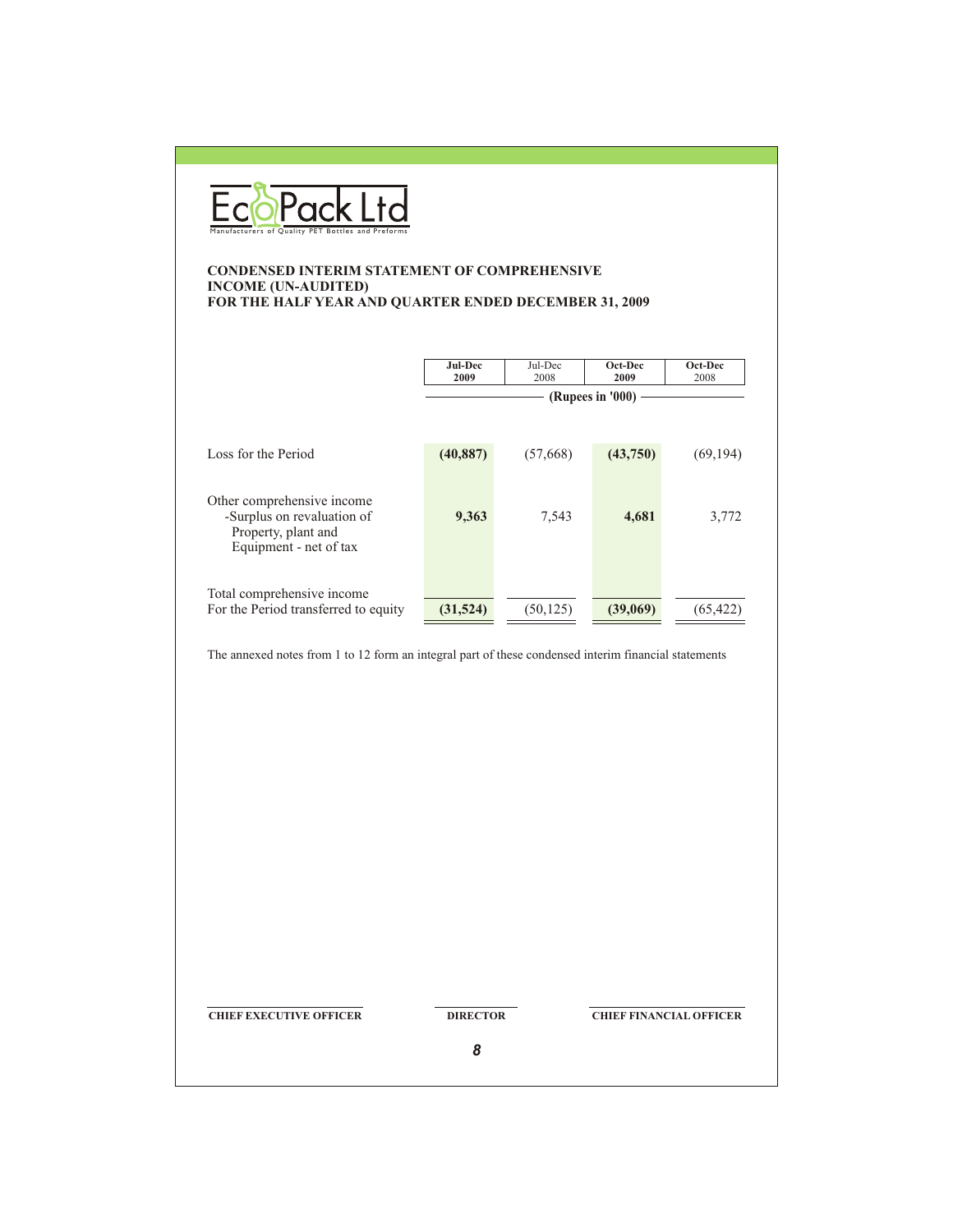EcoPack Ltd

Manufacturers of Quality PET Bottles and Preforms

# CONDENSED INTERIM STATEMENT OF COMPREHENSIVE INCOME (UN-AUDITED)
## FOR THE HALF YEAR AND QUARTER ENDED DECEMBER 31, 2009

| | **Jul-Dec 2009** | Jul-Dec 2008 | **Oct-Dec 2009** | Oct-Dec 2008 |
|---|---|---|---|---|
| | **(Rupees in '000)** | | | |
| Loss for the Period | **(40,887)** | (57,668) | **(43,750)** | (69,194) |
| Other comprehensive income -Surplus on revaluation of Property, plant and Equipment - net of tax | **9,363** | 7,543 | **4,681** | 3,772 |
| Total comprehensive income For the Period transferred to equity | **(31,524)** | (50,125) | **(39,069)** | (65,422) |

The annexed notes from 1 to 12 form an integral part of these condensed interim financial statements

**CHIEF EXECUTIVE OFFICER** **DIRECTOR** **CHIEF FINANCIAL OFFICER**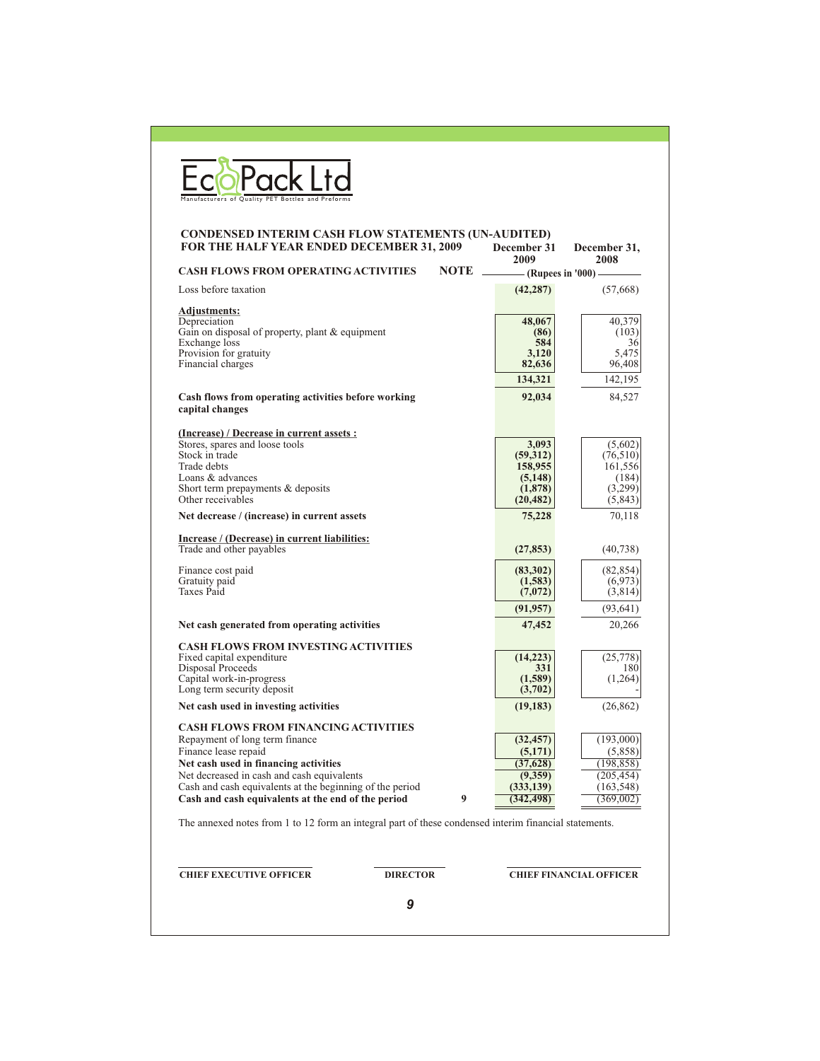EcoPack Ltd

Manufacturers of Quality PET Bottles and Preforms

## CONDENSED INTERIM CASH FLOW STATEMENTS (UN-AUDITED)
## FOR THE HALF YEAR ENDED DECEMBER 31, 2009

| | NOTE | December 31 2009 | December 31, 2008 |
|---|---|---|---|
| **CASH FLOWS FROM OPERATING ACTIVITIES** | | (Rupees in '000) | |
| Loss before taxation | | **(42,287)** | (57,668) |
| **Adjustments:** | | | |
| Depreciation | | **48,067** | 40,379 |
| Gain on disposal of property, plant & equipment | | **(86)** | (103) |
| Exchange loss | | **584** | 36 |
| Provision for gratuity | | **3,120** | 5,475 |
| Financial charges | | **82,636** | 96,408 |
| | | **134,321** | 142,195 |
| **Cash flows from operating activities before working capital changes** | | **92,034** | 84,527 |
| **(Increase) / Decrease in current assets :** | | | |
| Stores, spares and loose tools | | **3,093** | (5,602) |
| Stock in trade | | **(59,312)** | (76,510) |
| Trade debts | | **158,955** | 161,556 |
| Loans & advances | | **(5,148)** | (184) |
| Short term prepayments & deposits | | **(1,878)** | (3,299) |
| Other receivables | | **(20,482)** | (5,843) |
| **Net decrease / (increase) in current assets** | | **75,228** | 70,118 |
| **Increase / (Decrease) in current liabilities:** | | | |
| Trade and other payables | | **(27,853)** | (40,738) |
| Finance cost paid | | **(83,302)** | (82,854) |
| Gratuity paid | | **(1,583)** | (6,973) |
| Taxes Paid | | **(7,072)** | (3,814) |
| | | **(91,957)** | (93,641) |
| **Net cash generated from operating activities** | | **47,452** | 20,266 |
| **CASH FLOWS FROM INVESTING ACTIVITIES** | | | |
| Fixed capital expenditure | | **(14,223)** | (25,778) |
| Disposal Proceeds | | **331** | 180 |
| Capital work-in-progress | | **(1,589)** | (1,264) |
| Long term security deposit | | **(3,702)** | - |
| **Net cash used in investing activities** | | **(19,183)** | (26,862) |
| **CASH FLOWS FROM FINANCING ACTIVITIES** | | | |
| Repayment of long term finance | | **(32,457)** | (193,000) |
| Finance lease repaid | | **(5,171)** | (5,858) |
| **Net cash used in financing activities** | | **(37,628)** | (198,858) |
| Net decreased in cash and cash equivalents | | **(9,359)** | (205,454) |
| Cash and cash equivalents at the beginning of the period | | **(333,139)** | (163,548) |
| **Cash and cash equivalents at the end of the period** | 9 | **(342,498)** | (369,002) |

The annexed notes from 1 to 12 form an integral part of these condensed interim financial statements.

| CHIEF EXECUTIVE OFFICER | DIRECTOR | CHIEF FINANCIAL OFFICER |
|---|---|---|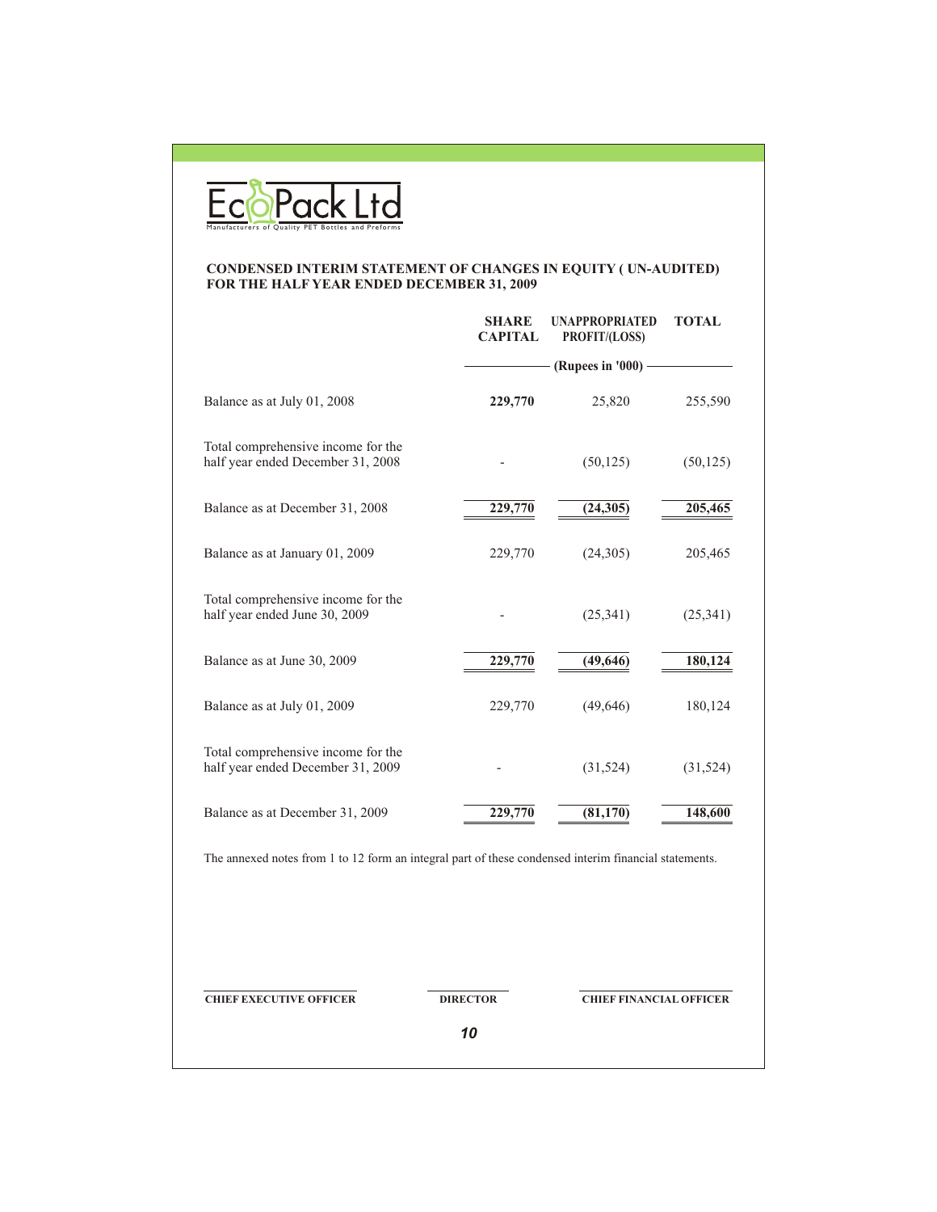# EcoPack Ltd

Manufacturers of Quality PET Bottles and Preforms

## CONDENSED INTERIM STATEMENT OF CHANGES IN EQUITY ( UN-AUDITED) FOR THE HALF YEAR ENDED DECEMBER 31, 2009

| | SHARE CAPITAL | UNAPPROPRIATED PROFIT/(LOSS) | TOTAL |
|---|---|---|---|
| | (Rupees in '000) | | |
| Balance as at July 01, 2008 | **229,770** | 25,820 | 255,590 |
| Total comprehensive income for the half year ended December 31, 2008 | - | (50,125) | (50,125) |
| Balance as at December 31, 2008 | **229,770** | **(24,305)** | **205,465** |
| Balance as at January 01, 2009 | 229,770 | (24,305) | 205,465 |
| Total comprehensive income for the half year ended June 30, 2009 | - | (25,341) | (25,341) |
| Balance as at June 30, 2009 | **229,770** | **(49,646)** | **180,124** |
| Balance as at July 01, 2009 | 229,770 | (49,646) | 180,124 |
| Total comprehensive income for the half year ended December 31, 2009 | - | (31,524) | (31,524) |
| Balance as at December 31, 2009 | **229,770** | **(81,170)** | **148,600** |

The annexed notes from 1 to 12 form an integral part of these condensed interim financial statements.

**CHIEF EXECUTIVE OFFICER** **DIRECTOR** **CHIEF FINANCIAL OFFICER**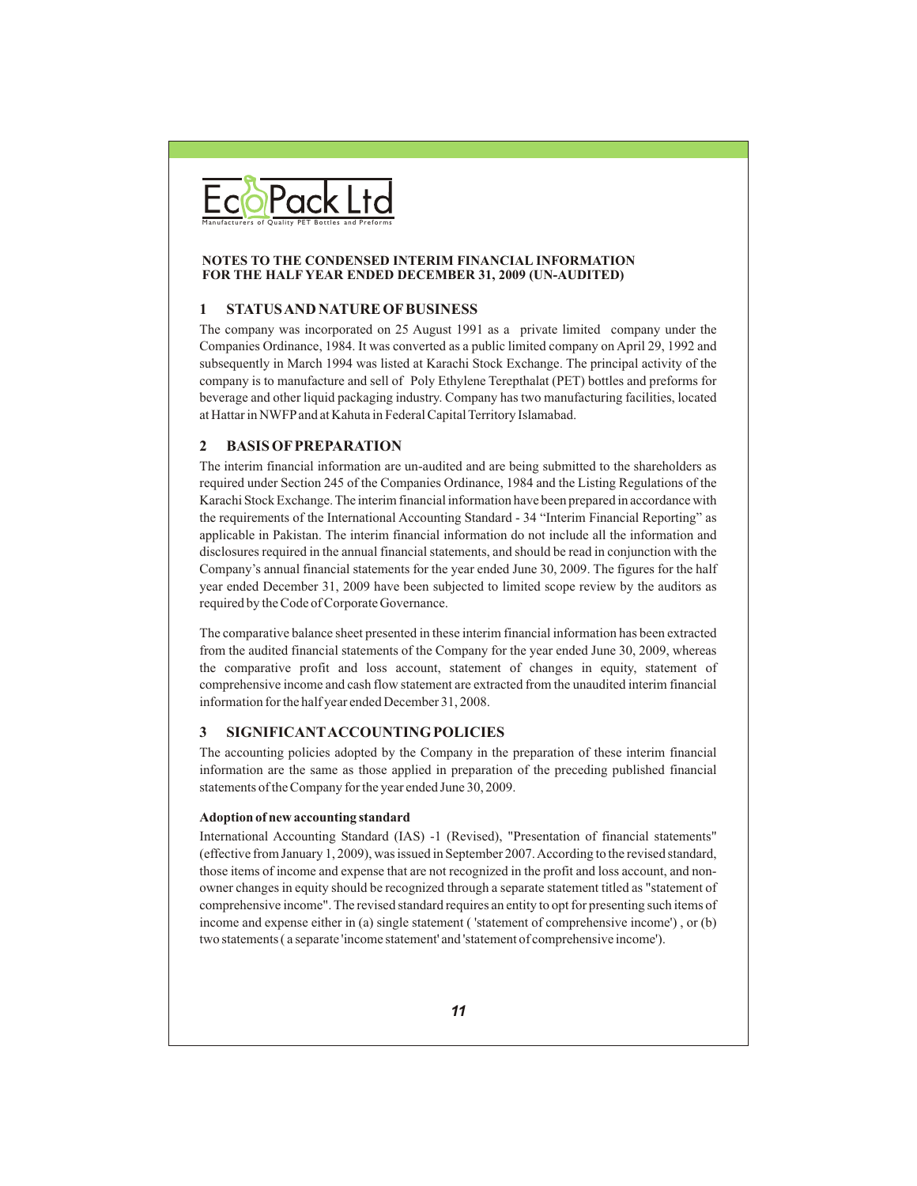**NOTES TO THE CONDENSED INTERIM FINANCIAL INFORMATION FOR THE HALF YEAR ENDED DECEMBER 31, 2009 (UN-AUDITED)**

## 1 STATUS AND NATURE OF BUSINESS

The company was incorporated on 25 August 1991 as a private limited company under the Companies Ordinance, 1984. It was converted as a public limited company on April 29, 1992 and subsequently in March 1994 was listed at Karachi Stock Exchange. The principal activity of the company is to manufacture and sell of Poly Ethylene Terepthalat (PET) bottles and preforms for beverage and other liquid packaging industry. Company has two manufacturing facilities, located at Hattar in NWFP and at Kahuta in Federal Capital Territory Islamabad.

## 2 BASIS OF PREPARATION

The interim financial information are un-audited and are being submitted to the shareholders as required under Section 245 of the Companies Ordinance, 1984 and the Listing Regulations of the Karachi Stock Exchange. The interim financial information have been prepared in accordance with the requirements of the International Accounting Standard - 34 "Interim Financial Reporting" as applicable in Pakistan. The interim financial information do not include all the information and disclosures required in the annual financial statements, and should be read in conjunction with the Company's annual financial statements for the year ended June 30, 2009. The figures for the half year ended December 31, 2009 have been subjected to limited scope review by the auditors as required by the Code of Corporate Governance.

The comparative balance sheet presented in these interim financial information has been extracted from the audited financial statements of the Company for the year ended June 30, 2009, whereas the comparative profit and loss account, statement of changes in equity, statement of comprehensive income and cash flow statement are extracted from the unaudited interim financial information for the half year ended December 31, 2008.

## 3 SIGNIFICANT ACCOUNTING POLICIES

The accounting policies adopted by the Company in the preparation of these interim financial information are the same as those applied in preparation of the preceding published financial statements of the Company for the year ended June 30, 2009.

**Adoption of new accounting standard**

International Accounting Standard (IAS) -1 (Revised), "Presentation of financial statements" (effective from January 1, 2009), was issued in September 2007. According to the revised standard, those items of income and expense that are not recognized in the profit and loss account, and non-owner changes in equity should be recognized through a separate statement titled as "statement of comprehensive income". The revised standard requires an entity to opt for presenting such items of income and expense either in (a) single statement ( 'statement of comprehensive income') , or (b) two statements ( a separate 'income statement' and 'statement of comprehensive income').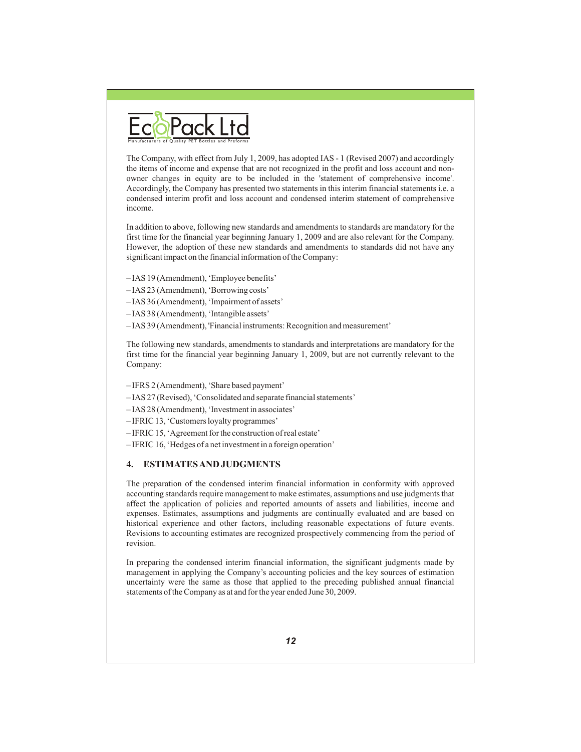The Company, with effect from July 1, 2009, has adopted IAS - 1 (Revised 2007) and accordingly the items of income and expense that are not recognized in the profit and loss account and non-owner changes in equity are to be included in the 'statement of comprehensive income'. Accordingly, the Company has presented two statements in this interim financial statements i.e. a condensed interim profit and loss account and condensed interim statement of comprehensive income.

In addition to above, following new standards and amendments to standards are mandatory for the first time for the financial year beginning January 1, 2009 and are also relevant for the Company. However, the adoption of these new standards and amendments to standards did not have any significant impact on the financial information of the Company:

– IAS 19 (Amendment), 'Employee benefits'
– IAS 23 (Amendment), 'Borrowing costs'
– IAS 36 (Amendment), 'Impairment of assets'
– IAS 38 (Amendment), 'Intangible assets'
– IAS 39 (Amendment), 'Financial instruments: Recognition and measurement'

The following new standards, amendments to standards and interpretations are mandatory for the first time for the financial year beginning January 1, 2009, but are not currently relevant to the Company:

– IFRS 2 (Amendment), 'Share based payment'
– IAS 27 (Revised), 'Consolidated and separate financial statements'
– IAS 28 (Amendment), 'Investment in associates'
– IFRIC 13, 'Customers loyalty programmes'
– IFRIC 15, 'Agreement for the construction of real estate'
– IFRIC 16, 'Hedges of a net investment in a foreign operation'

## 4. ESTIMATES AND JUDGMENTS

The preparation of the condensed interim financial information in conformity with approved accounting standards require management to make estimates, assumptions and use judgments that affect the application of policies and reported amounts of assets and liabilities, income and expenses. Estimates, assumptions and judgments are continually evaluated and are based on historical experience and other factors, including reasonable expectations of future events. Revisions to accounting estimates are recognized prospectively commencing from the period of revision.

In preparing the condensed interim financial information, the significant judgments made by management in applying the Company's accounting policies and the key sources of estimation uncertainty were the same as those that applied to the preceding published annual financial statements of the Company as at and for the year ended June 30, 2009.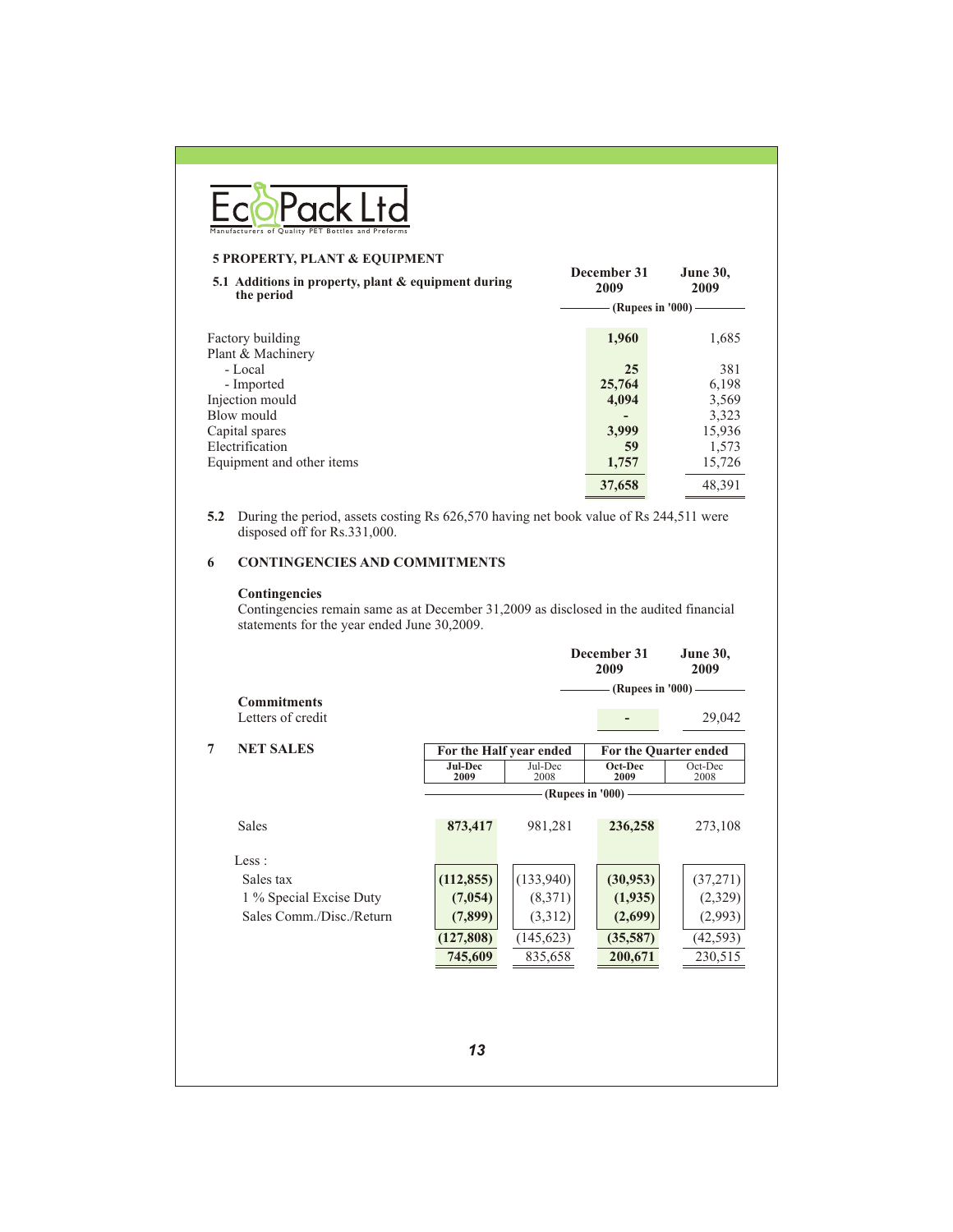## 5 PROPERTY, PLANT & EQUIPMENT

### 5.1 Additions in property, plant & equipment during the period

| | December 31 2009 | June 30, 2009 |
|---|---|---|
| | (Rupees in '000) | |
| Factory building | **1,960** | 1,685 |
| Plant & Machinery | | |
| - Local | **25** | 381 |
| - Imported | **25,764** | 6,198 |
| Injection mould | **4,094** | 3,569 |
| Blow mould | **-** | 3,323 |
| Capital spares | **3,999** | 15,936 |
| Electrification | **59** | 1,573 |
| Equipment and other items | **1,757** | 15,726 |
| | **37,658** | 48,391 |

**5.2** During the period, assets costing Rs 626,570 having net book value of Rs 244,511 were disposed off for Rs.331,000.

## 6 CONTINGENCIES AND COMMITMENTS

**Contingencies**

Contingencies remain same as at December 31,2009 as disclosed in the audited financial statements for the year ended June 30,2009.

| | December 31 2009 | June 30, 2009 |
|---|---|---|
| | (Rupees in '000) | |
| **Commitments** | | |
| Letters of credit | **-** | 29,042 |

## 7 NET SALES

| | For the Half year ended | | For the Quarter ended | |
|---|---|---|---|---|
| | **Jul-Dec 2009** | Jul-Dec 2008 | **Oct-Dec 2009** | Oct-Dec 2008 |
| | (Rupees in '000) | | | |
| Sales | **873,417** | 981,281 | **236,258** | 273,108 |
| Less : | | | | |
| Sales tax | **(112,855)** | (133,940) | **(30,953)** | (37,271) |
| 1 % Special Excise Duty | **(7,054)** | (8,371) | **(1,935)** | (2,329) |
| Sales Comm./Disc./Return | **(7,899)** | (3,312) | **(2,699)** | (2,993) |
| | **(127,808)** | (145,623) | **(35,587)** | (42,593) |
| | **745,609** | 835,658 | **200,671** | 230,515 |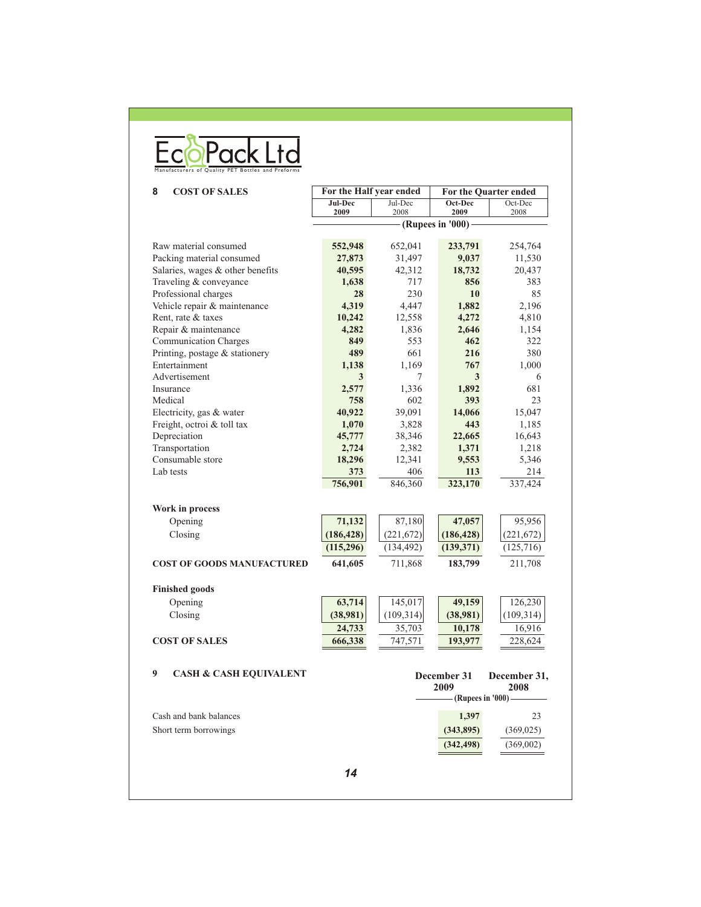**Ec Pack Ltd**
Manufacturers of Quality PET Bottles and Preforms

## 8 COST OF SALES

| | For the Half year ended | | For the Quarter ended | |
|---|---|---|---|---|
| | **Jul-Dec 2009** | Jul-Dec 2008 | **Oct-Dec 2009** | Oct-Dec 2008 |
| | (Rupees in '000) | | | |
| Raw material consumed | **552,948** | 652,041 | **233,791** | 254,764 |
| Packing material consumed | **27,873** | 31,497 | **9,037** | 11,530 |
| Salaries, wages & other benefits | **40,595** | 42,312 | **18,732** | 20,437 |
| Traveling & conveyance | **1,638** | 717 | **856** | 383 |
| Professional charges | **28** | 230 | **10** | 85 |
| Vehicle repair & maintenance | **4,319** | 4,447 | **1,882** | 2,196 |
| Rent, rate & taxes | **10,242** | 12,558 | **4,272** | 4,810 |
| Repair & maintenance | **4,282** | 1,836 | **2,646** | 1,154 |
| Communication Charges | **849** | 553 | **462** | 322 |
| Printing, postage & stationery | **489** | 661 | **216** | 380 |
| Entertainment | **1,138** | 1,169 | **767** | 1,000 |
| Advertisement | **3** | 7 | **3** | 6 |
| Insurance | **2,577** | 1,336 | **1,892** | 681 |
| Medical | **758** | 602 | **393** | 23 |
| Electricity, gas & water | **40,922** | 39,091 | **14,066** | 15,047 |
| Freight, octroi & toll tax | **1,070** | 3,828 | **443** | 1,185 |
| Depreciation | **45,777** | 38,346 | **22,665** | 16,643 |
| Transportation | **2,724** | 2,382 | **1,371** | 1,218 |
| Consumable store | **18,296** | 12,341 | **9,553** | 5,346 |
| Lab tests | **373** | 406 | **113** | 214 |
| | **756,901** | 846,360 | **323,170** | 337,424 |
| **Work in process** | | | | |
| Opening | **71,132** | 87,180 | **47,057** | 95,956 |
| Closing | **(186,428)** | (221,672) | **(186,428)** | (221,672) |
| | **(115,296)** | (134,492) | **(139,371)** | (125,716) |
| **COST OF GOODS MANUFACTURED** | **641,605** | 711,868 | **183,799** | 211,708 |
| **Finished goods** | | | | |
| Opening | **63,714** | 145,017 | **49,159** | 126,230 |
| Closing | **(38,981)** | (109,314) | **(38,981)** | (109,314) |
| | **24,733** | 35,703 | **10,178** | 16,916 |
| **COST OF SALES** | **666,338** | 747,571 | **193,977** | 228,624 |

## 9 CASH & CASH EQUIVALENT

| | **December 31 2009** | **December 31, 2008** |
|---|---|---|
| | (Rupees in '000) | |
| Cash and bank balances | **1,397** | 23 |
| Short term borrowings | **(343,895)** | (369,025) |
| | **(342,498)** | (369,002) |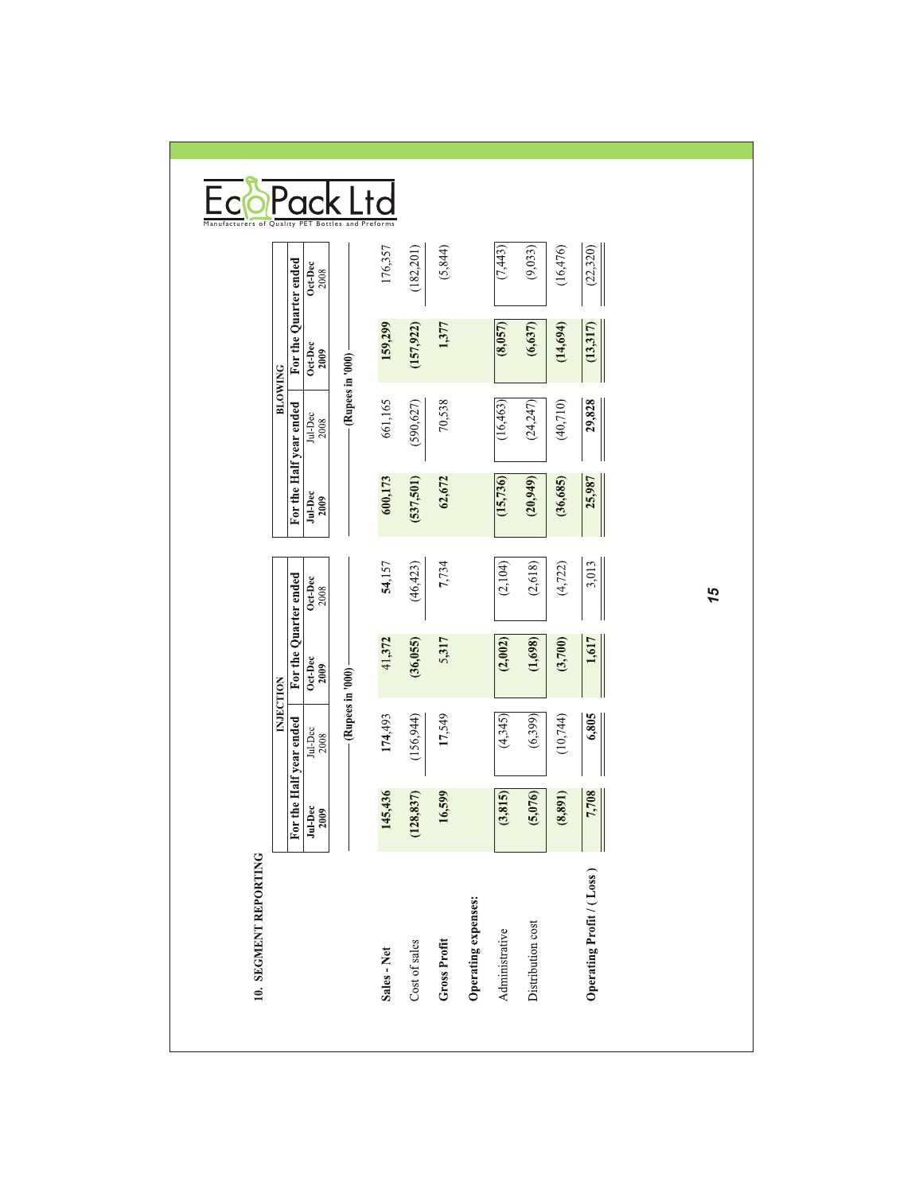## 10. SEGMENT REPORTING

| | INJECTION | | | | BLOWING | | | |
|---|---|---|---|---|---|---|---|---|
| | For the Half year ended | | For the Quarter ended | | For the Half year ended | | For the Quarter ended | |
| | Jul-Dec 2009 | Jul-Dec 2008 | Oct-Dec 2009 | Oct-Dec 2008 | Jul-Dec 2009 | Jul-Dec 2008 | Oct-Dec 2009 | Oct-Dec 2008 |
| | (Rupees in '000) | | | | (Rupees in '000) | | | |
| **Sales - Net** | **145,436** | 174,493 | 41,372 | 54,157 | **600,173** | 661,165 | **159,299** | 176,357 |
| Cost of sales | **(128,837)** | (156,944) | **(36,055)** | (46,423) | **(537,501)** | (590,627) | **(157,922)** | (182,201) |
| **Gross Profit** | **16,599** | 17,549 | 5,317 | 7,734 | **62,672** | 70,538 | **1,377** | (5,844) |
| **Operating expenses:** | | | | | | | | |
| Administrative | **(3,815)** | (4,345) | **(2,002)** | (2,104) | **(15,736)** | (16,463) | **(8,057)** | (7,443) |
| Distribution cost | **(5,076)** | (6,399) | **(1,698)** | (2,618) | **(20,949)** | (24,247) | **(6,637)** | (9,033) |
| | **(8,891)** | (10,744) | **(3,700)** | (4,722) | **(36,685)** | (40,710) | **(14,694)** | (16,476) |
| **Operating Profit / ( Loss )** | **7,708** | **6,805** | **1,617** | 3,013 | **25,987** | **29,828** | **(13,317)** | (22,320) |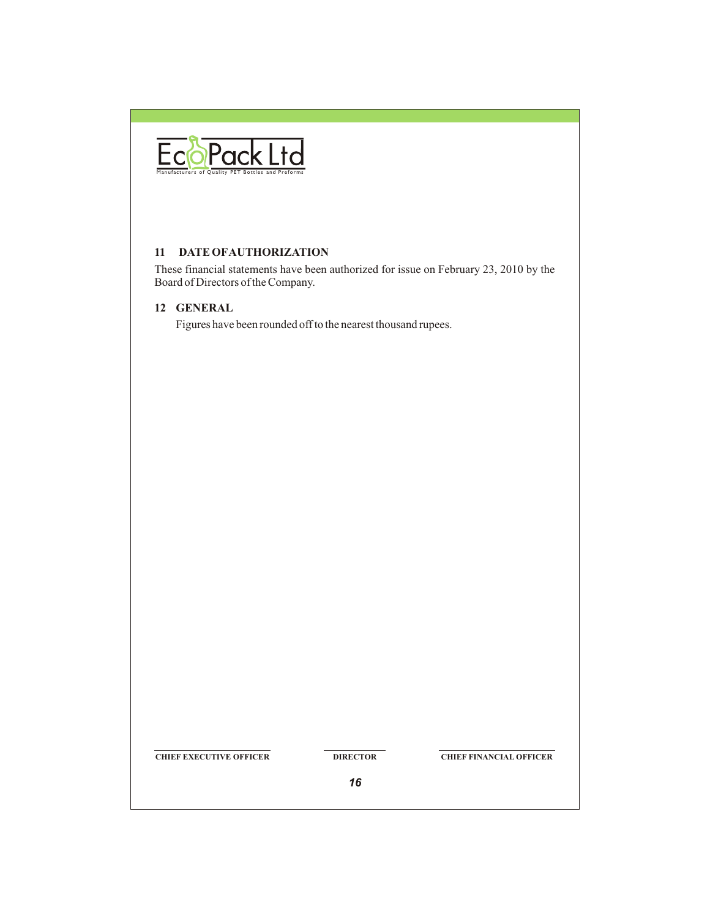## 11 DATE OF AUTHORIZATION

These financial statements have been authorized for issue on February 23, 2010 by the Board of Directors of the Company.

## 12 GENERAL

Figures have been rounded off to the nearest thousand rupees.

| | | |
|---|---|---|
| **CHIEF EXECUTIVE OFFICER** | **DIRECTOR** | **CHIEF FINANCIAL OFFICER** |